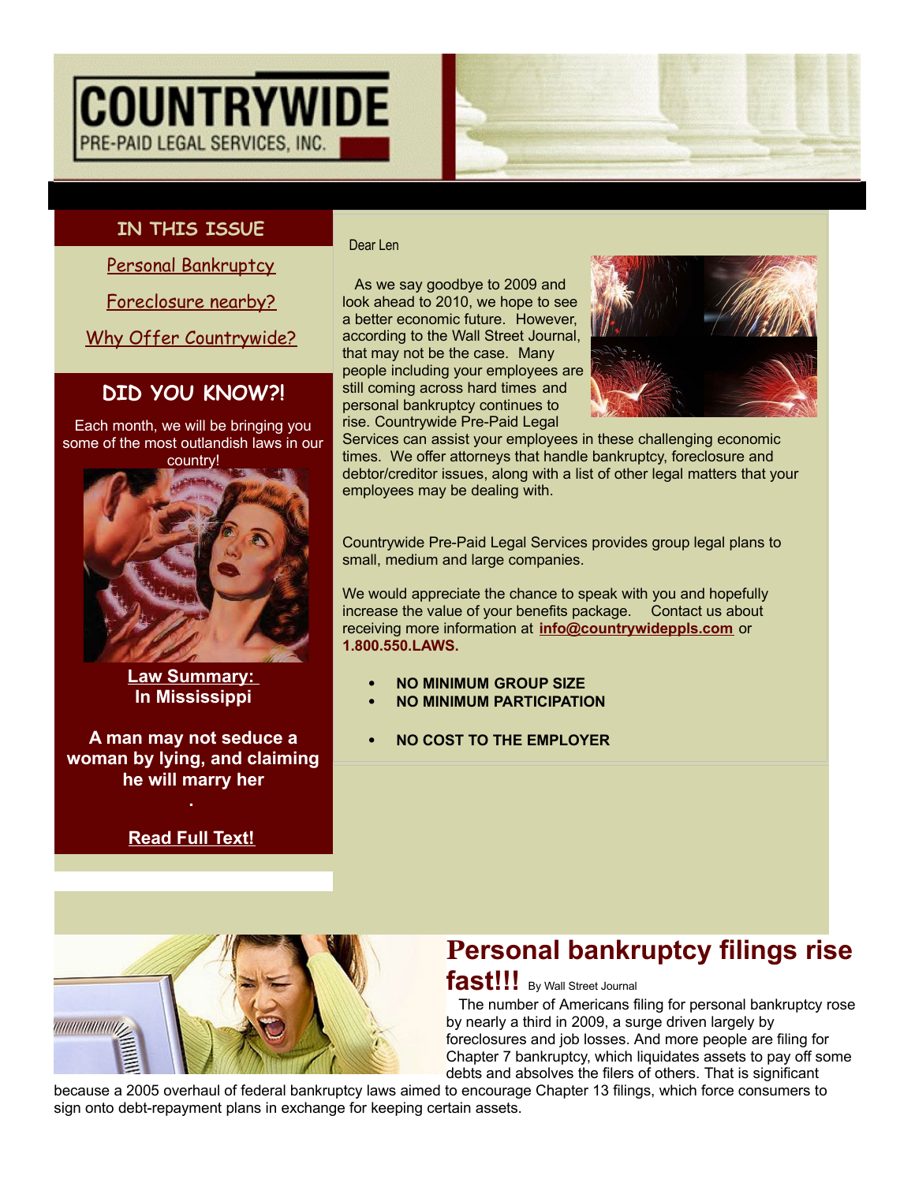# COUNTRYWIDE

PRE-PAID LEGAL SERVICES, INC.

## IN THIS ISSUE

Personal Bankruptcy

Foreclosure nearby?

Why Offer Countrywide?

## DID YOU KNOW?!

Each month, we will be bringing you some of the most outlandish laws in our country!

**Law Summary:**
**In Mississippi**

**A man may not seduce a woman by lying, and claiming he will marry her**

**.**

**Read Full Text!**

Dear Len

As we say goodbye to 2009 and look ahead to 2010, we hope to see a better economic future. However, according to the Wall Street Journal, that may not be the case. Many people including your employees are still coming across hard times and personal bankruptcy continues to rise. Countrywide Pre-Paid Legal Services can assist your employees in these challenging economic times. We offer attorneys that handle bankruptcy, foreclosure and debtor/creditor issues, along with a list of other legal matters that your employees may be dealing with.

Countrywide Pre-Paid Legal Services provides group legal plans to small, medium and large companies.

We would appreciate the chance to speak with you and hopefully increase the value of your benefits package. Contact us about receiving more information at **info@countrywideppls.com** or **1.800.550.LAWS.**

- **NO MINIMUM GROUP SIZE**
- **NO MINIMUM PARTICIPATION**
- **NO COST TO THE EMPLOYER**

## Personal bankruptcy filings rise fast!!!

By Wall Street Journal

The number of Americans filing for personal bankruptcy rose by nearly a third in 2009, a surge driven largely by foreclosures and job losses. And more people are filing for Chapter 7 bankruptcy, which liquidates assets to pay off some debts and absolves the filers of others. That is significant because a 2005 overhaul of federal bankruptcy laws aimed to encourage Chapter 13 filings, which force consumers to sign onto debt-repayment plans in exchange for keeping certain assets.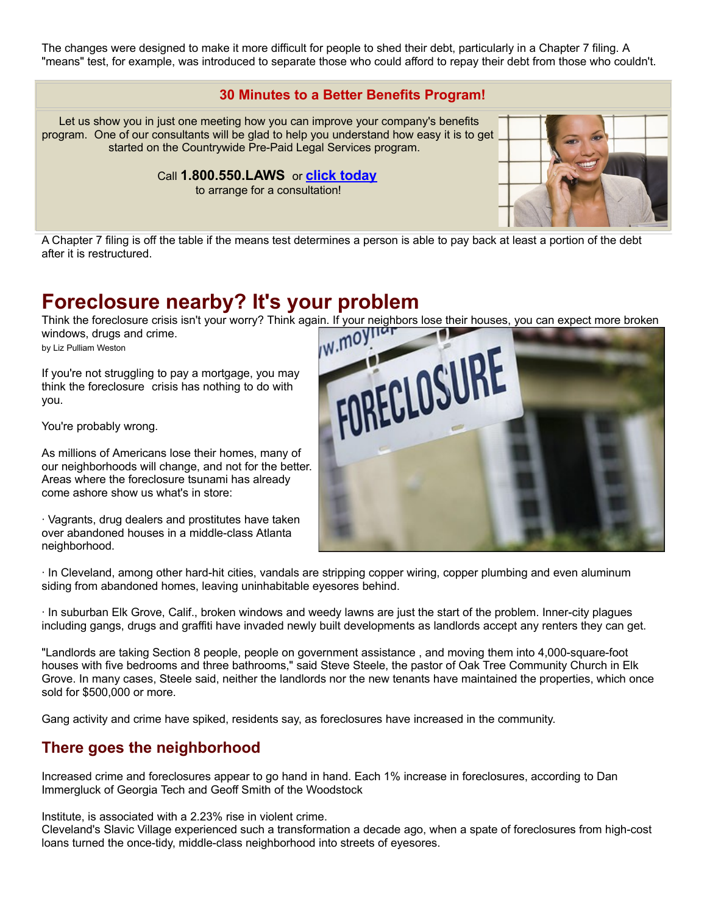The changes were designed to make it more difficult for people to shed their debt, particularly in a Chapter 7 filing. A "means" test, for example, was introduced to separate those who could afford to repay their debt from those who couldn't.

**30 Minutes to a Better Benefits Program!**

Let us show you in just one meeting how you can improve your company's benefits program. One of our consultants will be glad to help you understand how easy it is to get started on the Countrywide Pre-Paid Legal Services program.

Call **1.800.550.LAWS** or **click today** to arrange for a consultation!

A Chapter 7 filing is off the table if the means test determines a person is able to pay back at least a portion of the debt after it is restructured.

# Foreclosure nearby? It's your problem

Think the foreclosure crisis isn't your worry? Think again. If your neighbors lose their houses, you can expect more broken windows, drugs and crime.

by Liz Pulliam Weston

If you're not struggling to pay a mortgage, you may think the foreclosure crisis has nothing to do with you.

You're probably wrong.

As millions of Americans lose their homes, many of our neighborhoods will change, and not for the better. Areas where the foreclosure tsunami has already come ashore show us what's in store:

· Vagrants, drug dealers and prostitutes have taken over abandoned houses in a middle-class Atlanta neighborhood.

· In Cleveland, among other hard-hit cities, vandals are stripping copper wiring, copper plumbing and even aluminum siding from abandoned homes, leaving uninhabitable eyesores behind.

· In suburban Elk Grove, Calif., broken windows and weedy lawns are just the start of the problem. Inner-city plagues including gangs, drugs and graffiti have invaded newly built developments as landlords accept any renters they can get.

"Landlords are taking Section 8 people, people on government assistance , and moving them into 4,000-square-foot houses with five bedrooms and three bathrooms," said Steve Steele, the pastor of Oak Tree Community Church in Elk Grove. In many cases, Steele said, neither the landlords nor the new tenants have maintained the properties, which once sold for $500,000 or more.

Gang activity and crime have spiked, residents say, as foreclosures have increased in the community.

## There goes the neighborhood

Increased crime and foreclosures appear to go hand in hand. Each 1% increase in foreclosures, according to Dan Immergluck of Georgia Tech and Geoff Smith of the Woodstock

Institute, is associated with a 2.23% rise in violent crime.

Cleveland's Slavic Village experienced such a transformation a decade ago, when a spate of foreclosures from high-cost loans turned the once-tidy, middle-class neighborhood into streets of eyesores.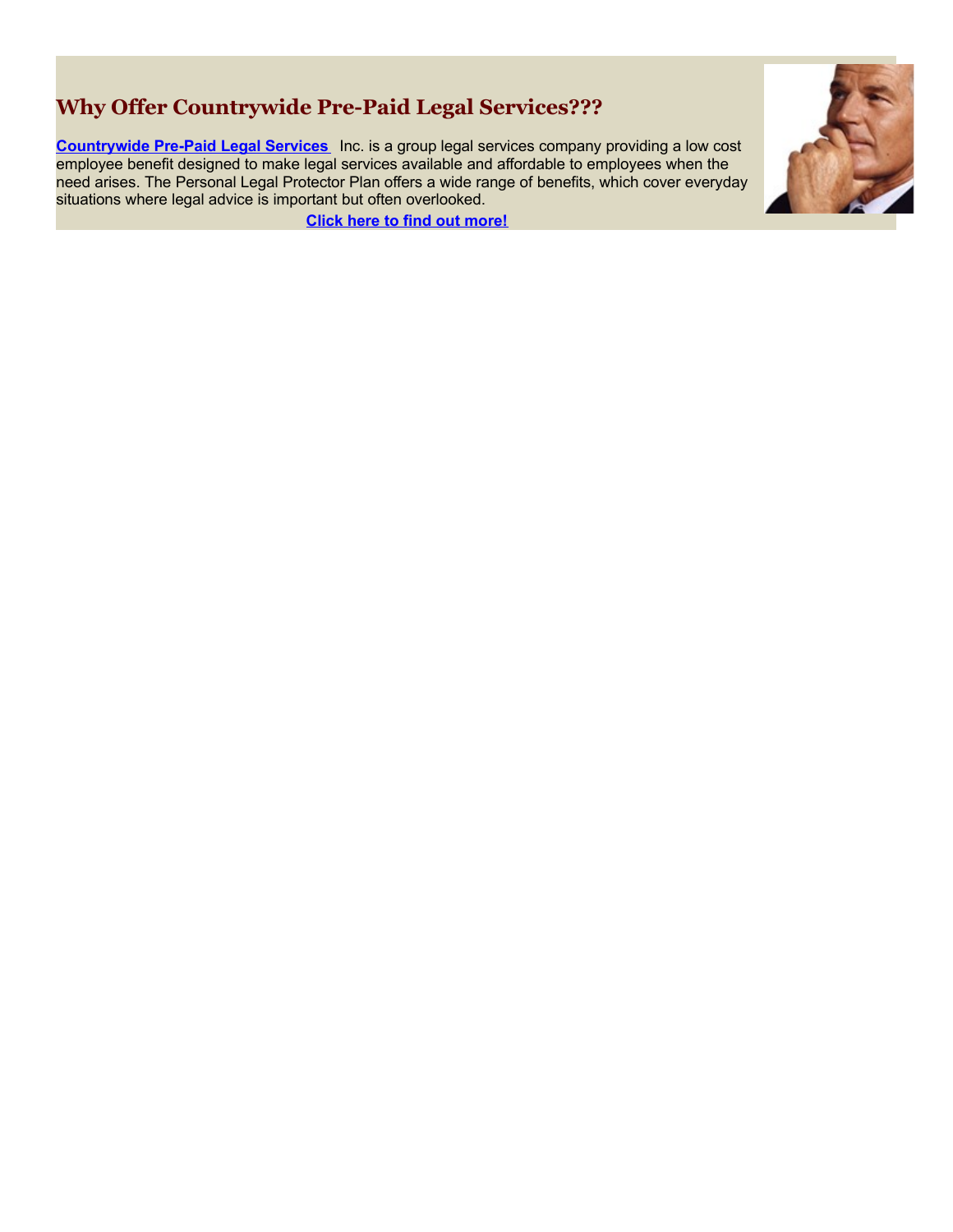## Why Offer Countrywide Pre-Paid Legal Services???

**Countrywide Pre-Paid Legal Services** Inc. is a group legal services company providing a low cost employee benefit designed to make legal services available and affordable to employees when the need arises. The Personal Legal Protector Plan offers a wide range of benefits, which cover everyday situations where legal advice is important but often overlooked.

**Click here to find out more!**